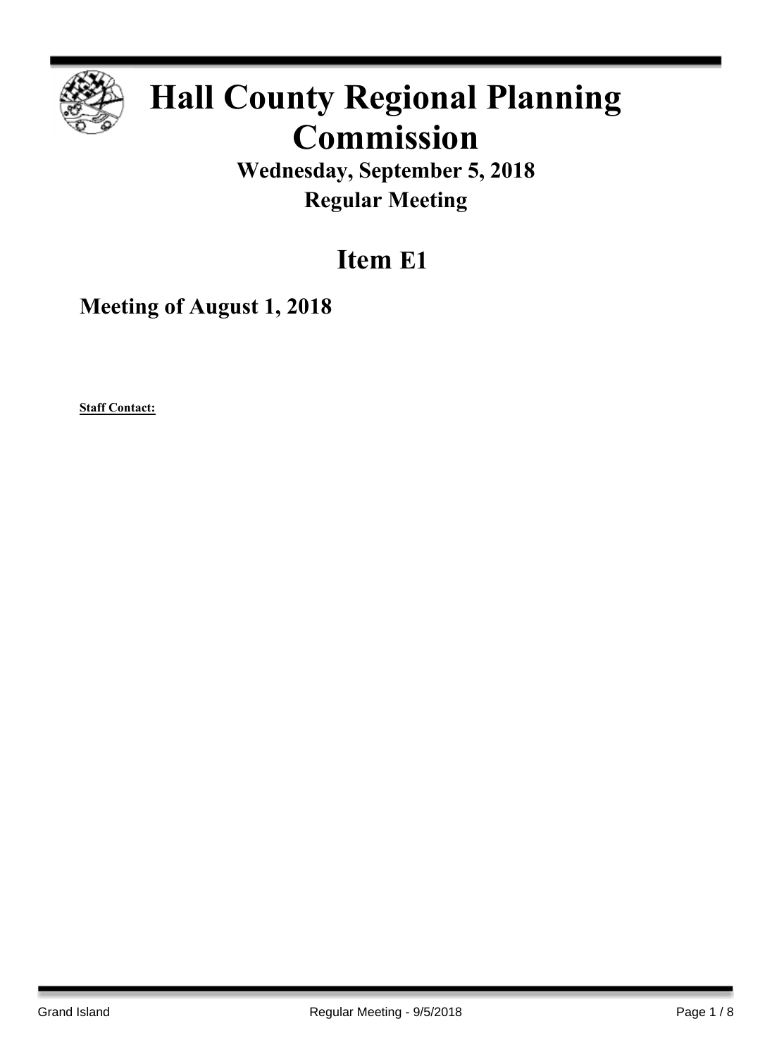# Hall County Regional Planning Commission

## Wednesday, September 5, 2018

## Regular Meeting

# Item E1

## Meeting of August 1, 2018

**Staff Contact:**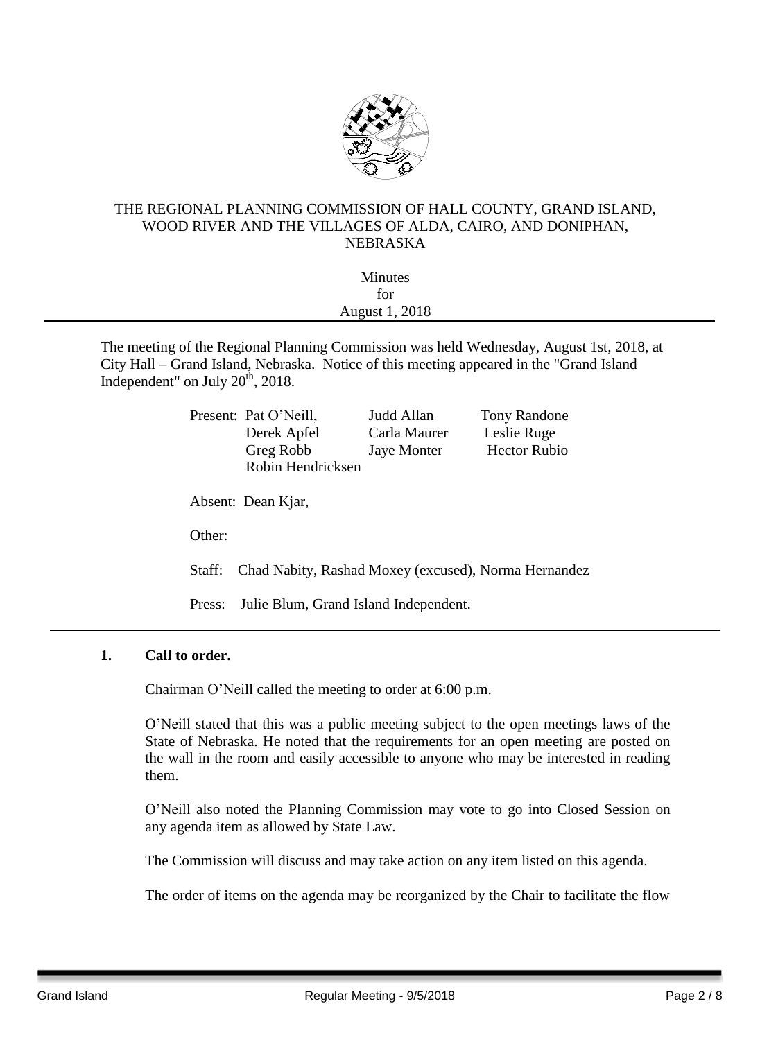THE REGIONAL PLANNING COMMISSION OF HALL COUNTY, GRAND ISLAND, WOOD RIVER AND THE VILLAGES OF ALDA, CAIRO, AND DONIPHAN, NEBRASKA

Minutes
for
August 1, 2018

---

The meeting of the Regional Planning Commission was held Wednesday, August 1st, 2018, at City Hall – Grand Island, Nebraska. Notice of this meeting appeared in the "Grand Island Independent" on July 20th, 2018.

| Present: | | | |
|---|---|---|---|
| | Pat O'Neill, | Judd Allan | Tony Randone |
| | Derek Apfel | Carla Maurer | Leslie Ruge |
| | Greg Robb | Jaye Monter | Hector Rubio |
| | Robin Hendricksen | | |

Absent: Dean Kjar,

Other:

Staff: Chad Nabity, Rashad Moxey (excused), Norma Hernandez

Press: Julie Blum, Grand Island Independent.

---

**1. Call to order.**

Chairman O'Neill called the meeting to order at 6:00 p.m.

O'Neill stated that this was a public meeting subject to the open meetings laws of the State of Nebraska. He noted that the requirements for an open meeting are posted on the wall in the room and easily accessible to anyone who may be interested in reading them.

O'Neill also noted the Planning Commission may vote to go into Closed Session on any agenda item as allowed by State Law.

The Commission will discuss and may take action on any item listed on this agenda.

The order of items on the agenda may be reorganized by the Chair to facilitate the flow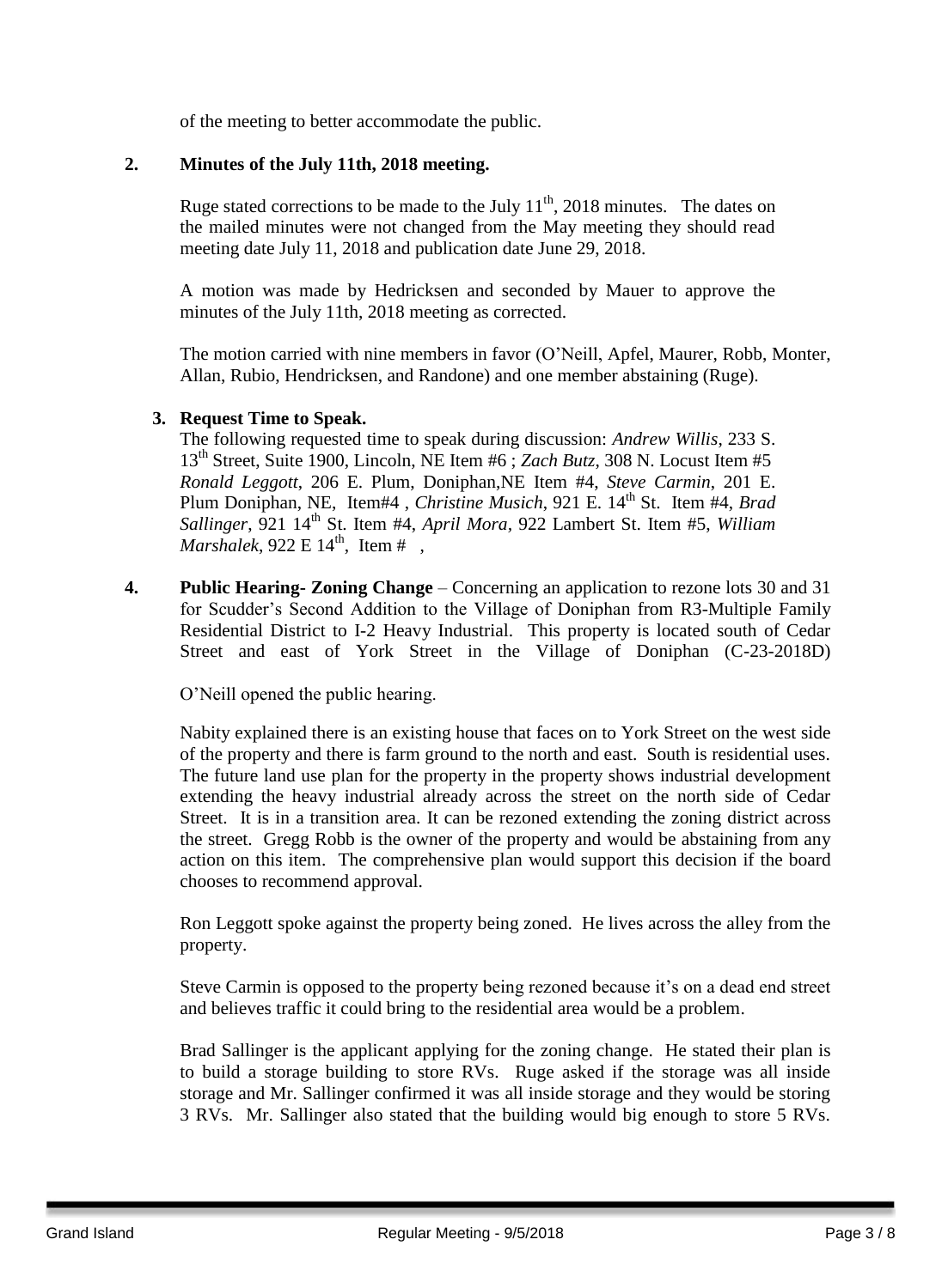of the meeting to better accommodate the public.

**2. Minutes of the July 11th, 2018 meeting.**

Ruge stated corrections to be made to the July 11th, 2018 minutes. The dates on the mailed minutes were not changed from the May meeting they should read meeting date July 11, 2018 and publication date June 29, 2018.

A motion was made by Hedricksen and seconded by Mauer to approve the minutes of the July 11th, 2018 meeting as corrected.

The motion carried with nine members in favor (O'Neill, Apfel, Maurer, Robb, Monter, Allan, Rubio, Hendricksen, and Randone) and one member abstaining (Ruge).

**3. Request Time to Speak.**

The following requested time to speak during discussion: *Andrew Willis*, 233 S. 13th Street, Suite 1900, Lincoln, NE Item #6 ; *Zach Butz*, 308 N. Locust Item #5 *Ronald Leggott*, 206 E. Plum, Doniphan,NE Item #4, *Steve Carmin*, 201 E. Plum Doniphan, NE, Item#4 , *Christine Musich*, 921 E. 14th St. Item #4, *Brad Sallinger*, 921 14th St. Item #4, *April Mora*, 922 Lambert St. Item #5, *William Marshalek*, 922 E 14th, Item # ,

**4. Public Hearing- Zoning Change** – Concerning an application to rezone lots 30 and 31 for Scudder's Second Addition to the Village of Doniphan from R3-Multiple Family Residential District to I-2 Heavy Industrial. This property is located south of Cedar Street and east of York Street in the Village of Doniphan (C-23-2018D)

O'Neill opened the public hearing.

Nabity explained there is an existing house that faces on to York Street on the west side of the property and there is farm ground to the north and east. South is residential uses. The future land use plan for the property in the property shows industrial development extending the heavy industrial already across the street on the north side of Cedar Street. It is in a transition area. It can be rezoned extending the zoning district across the street. Gregg Robb is the owner of the property and would be abstaining from any action on this item. The comprehensive plan would support this decision if the board chooses to recommend approval.

Ron Leggott spoke against the property being zoned. He lives across the alley from the property.

Steve Carmin is opposed to the property being rezoned because it's on a dead end street and believes traffic it could bring to the residential area would be a problem.

Brad Sallinger is the applicant applying for the zoning change. He stated their plan is to build a storage building to store RVs. Ruge asked if the storage was all inside storage and Mr. Sallinger confirmed it was all inside storage and they would be storing 3 RVs. Mr. Sallinger also stated that the building would big enough to store 5 RVs.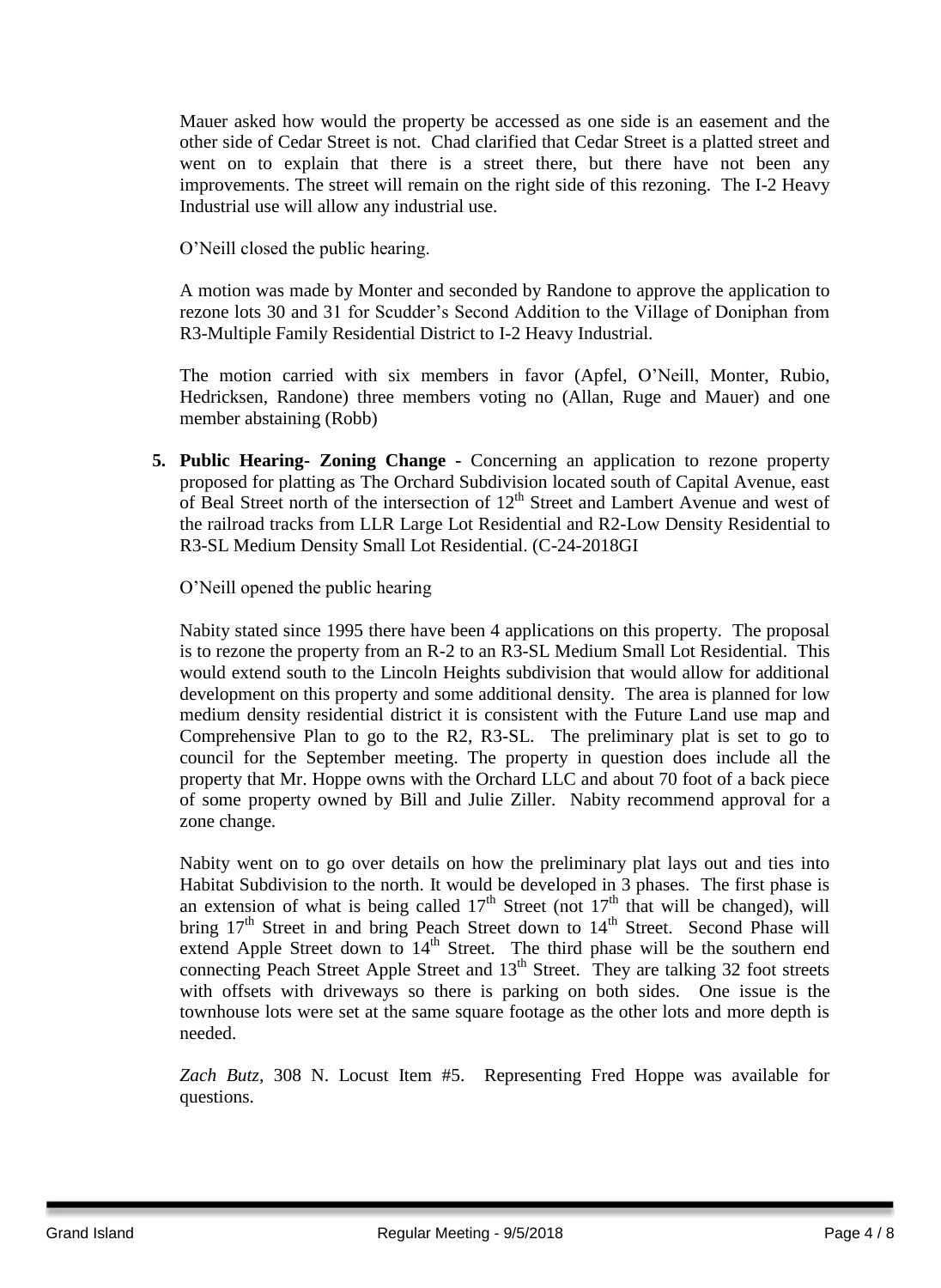Mauer asked how would the property be accessed as one side is an easement and the other side of Cedar Street is not. Chad clarified that Cedar Street is a platted street and went on to explain that there is a street there, but there have not been any improvements. The street will remain on the right side of this rezoning. The I-2 Heavy Industrial use will allow any industrial use.

O'Neill closed the public hearing.

A motion was made by Monter and seconded by Randone to approve the application to rezone lots 30 and 31 for Scudder's Second Addition to the Village of Doniphan from R3-Multiple Family Residential District to I-2 Heavy Industrial.

The motion carried with six members in favor (Apfel, O'Neill, Monter, Rubio, Hedricksen, Randone) three members voting no (Allan, Ruge and Mauer) and one member abstaining (Robb)

5. **Public Hearing- Zoning Change -** Concerning an application to rezone property proposed for platting as The Orchard Subdivision located south of Capital Avenue, east of Beal Street north of the intersection of 12th Street and Lambert Avenue and west of the railroad tracks from LLR Large Lot Residential and R2-Low Density Residential to R3-SL Medium Density Small Lot Residential. (C-24-2018GI

   O'Neill opened the public hearing

   Nabity stated since 1995 there have been 4 applications on this property. The proposal is to rezone the property from an R-2 to an R3-SL Medium Small Lot Residential. This would extend south to the Lincoln Heights subdivision that would allow for additional development on this property and some additional density. The area is planned for low medium density residential district it is consistent with the Future Land use map and Comprehensive Plan to go to the R2, R3-SL. The preliminary plat is set to go to council for the September meeting. The property in question does include all the property that Mr. Hoppe owns with the Orchard LLC and about 70 foot of a back piece of some property owned by Bill and Julie Ziller. Nabity recommend approval for a zone change.

   Nabity went on to go over details on how the preliminary plat lays out and ties into Habitat Subdivision to the north. It would be developed in 3 phases. The first phase is an extension of what is being called 17th Street (not 17th that will be changed), will bring 17th Street in and bring Peach Street down to 14th Street. Second Phase will extend Apple Street down to 14th Street. The third phase will be the southern end connecting Peach Street Apple Street and 13th Street. They are talking 32 foot streets with offsets with driveways so there is parking on both sides. One issue is the townhouse lots were set at the same square footage as the other lots and more depth is needed.

   *Zach Butz*, 308 N. Locust Item #5. Representing Fred Hoppe was available for questions.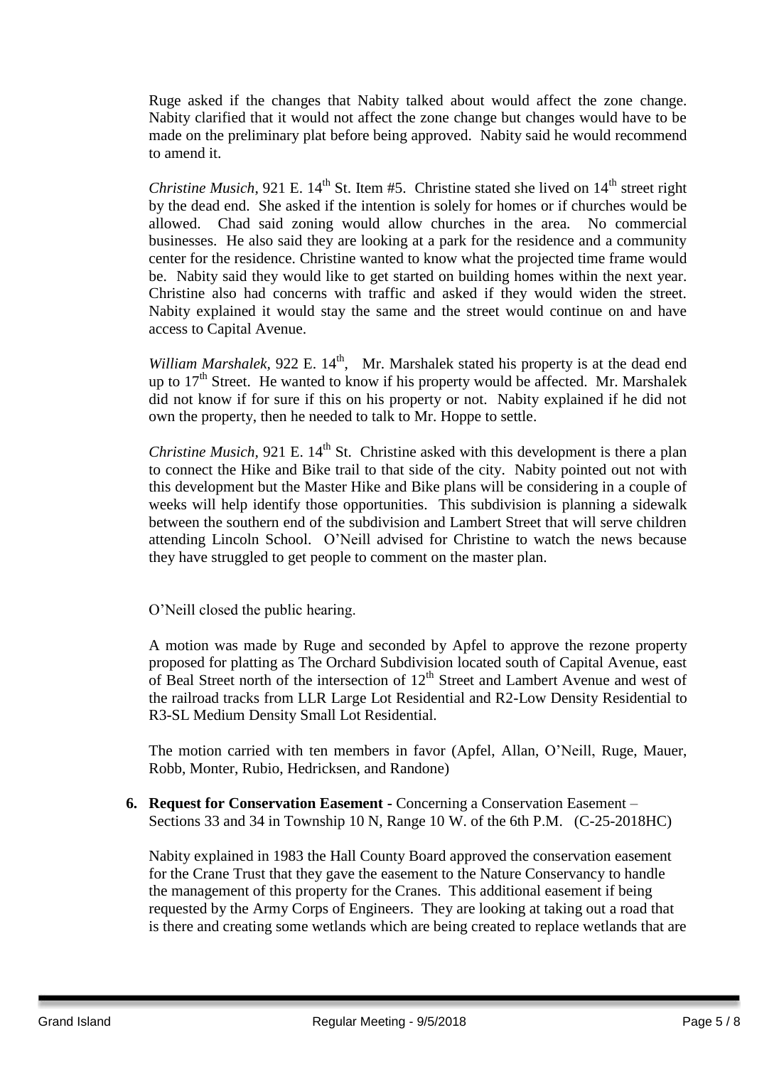Ruge asked if the changes that Nabity talked about would affect the zone change. Nabity clarified that it would not affect the zone change but changes would have to be made on the preliminary plat before being approved. Nabity said he would recommend to amend it.

*Christine Musich*, 921 E. 14th St. Item #5. Christine stated she lived on 14th street right by the dead end. She asked if the intention is solely for homes or if churches would be allowed. Chad said zoning would allow churches in the area. No commercial businesses. He also said they are looking at a park for the residence and a community center for the residence. Christine wanted to know what the projected time frame would be. Nabity said they would like to get started on building homes within the next year. Christine also had concerns with traffic and asked if they would widen the street. Nabity explained it would stay the same and the street would continue on and have access to Capital Avenue.

*William Marshalek*, 922 E. 14th, Mr. Marshalek stated his property is at the dead end up to 17th Street. He wanted to know if his property would be affected. Mr. Marshalek did not know if for sure if this on his property or not. Nabity explained if he did not own the property, then he needed to talk to Mr. Hoppe to settle.

*Christine Musich*, 921 E. 14th St. Christine asked with this development is there a plan to connect the Hike and Bike trail to that side of the city. Nabity pointed out not with this development but the Master Hike and Bike plans will be considering in a couple of weeks will help identify those opportunities. This subdivision is planning a sidewalk between the southern end of the subdivision and Lambert Street that will serve children attending Lincoln School. O'Neill advised for Christine to watch the news because they have struggled to get people to comment on the master plan.

O'Neill closed the public hearing.

A motion was made by Ruge and seconded by Apfel to approve the rezone property proposed for platting as The Orchard Subdivision located south of Capital Avenue, east of Beal Street north of the intersection of 12th Street and Lambert Avenue and west of the railroad tracks from LLR Large Lot Residential and R2-Low Density Residential to R3-SL Medium Density Small Lot Residential.

The motion carried with ten members in favor (Apfel, Allan, O'Neill, Ruge, Mauer, Robb, Monter, Rubio, Hedricksen, and Randone)

6. **Request for Conservation Easement -** Concerning a Conservation Easement – Sections 33 and 34 in Township 10 N, Range 10 W. of the 6th P.M. (C-25-2018HC)

Nabity explained in 1983 the Hall County Board approved the conservation easement for the Crane Trust that they gave the easement to the Nature Conservancy to handle the management of this property for the Cranes. This additional easement if being requested by the Army Corps of Engineers. They are looking at taking out a road that is there and creating some wetlands which are being created to replace wetlands that are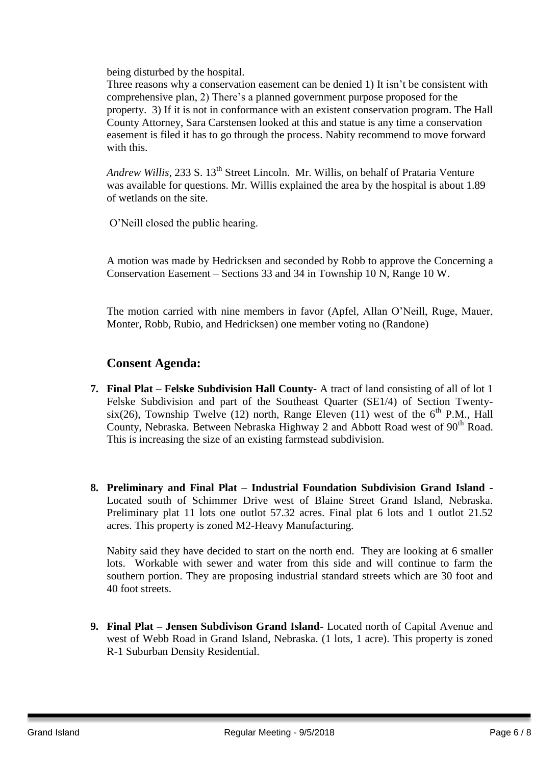being disturbed by the hospital.

Three reasons why a conservation easement can be denied 1) It isn't be consistent with comprehensive plan, 2) There's a planned government purpose proposed for the property. 3) If it is not in conformance with an existent conservation program. The Hall County Attorney, Sara Carstensen looked at this and statue is any time a conservation easement is filed it has to go through the process. Nabity recommend to move forward with this.

*Andrew Willis,* 233 S. 13th Street Lincoln. Mr. Willis, on behalf of Prataria Venture was available for questions. Mr. Willis explained the area by the hospital is about 1.89 of wetlands on the site.

O'Neill closed the public hearing.

A motion was made by Hedricksen and seconded by Robb to approve the Concerning a Conservation Easement – Sections 33 and 34 in Township 10 N, Range 10 W.

The motion carried with nine members in favor (Apfel, Allan O'Neill, Ruge, Mauer, Monter, Robb, Rubio, and Hedricksen) one member voting no (Randone)

## Consent Agenda:

7. **Final Plat – Felske Subdivision Hall County-** A tract of land consisting of all of lot 1 Felske Subdivision and part of the Southeast Quarter (SE1/4) of Section Twenty-six(26), Township Twelve (12) north, Range Eleven (11) west of the 6th P.M., Hall County, Nebraska. Between Nebraska Highway 2 and Abbott Road west of 90th Road. This is increasing the size of an existing farmstead subdivision.

8. **Preliminary and Final Plat – Industrial Foundation Subdivision Grand Island -** Located south of Schimmer Drive west of Blaine Street Grand Island, Nebraska. Preliminary plat 11 lots one outlot 57.32 acres. Final plat 6 lots and 1 outlot 21.52 acres. This property is zoned M2-Heavy Manufacturing.

   Nabity said they have decided to start on the north end. They are looking at 6 smaller lots. Workable with sewer and water from this side and will continue to farm the southern portion. They are proposing industrial standard streets which are 30 foot and 40 foot streets.

9. **Final Plat – Jensen Subdivison Grand Island-** Located north of Capital Avenue and west of Webb Road in Grand Island, Nebraska. (1 lots, 1 acre). This property is zoned R-1 Suburban Density Residential.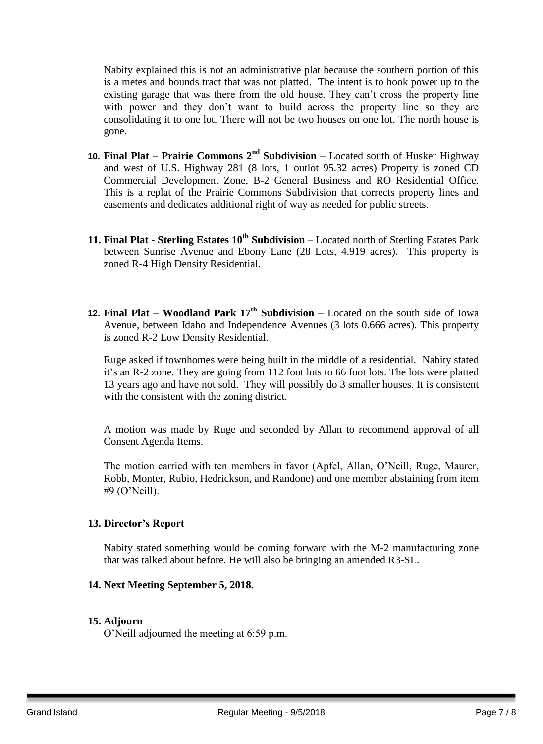Nabity explained this is not an administrative plat because the southern portion of this is a metes and bounds tract that was not platted. The intent is to hook power up to the existing garage that was there from the old house. They can't cross the property line with power and they don't want to build across the property line so they are consolidating it to one lot. There will not be two houses on one lot. The north house is gone.

10. **Final Plat – Prairie Commons 2nd Subdivision** – Located south of Husker Highway and west of U.S. Highway 281 (8 lots, 1 outlot 95.32 acres) Property is zoned CD Commercial Development Zone, B-2 General Business and RO Residential Office. This is a replat of the Prairie Commons Subdivision that corrects property lines and easements and dedicates additional right of way as needed for public streets.

11. **Final Plat - Sterling Estates 10th Subdivision** – Located north of Sterling Estates Park between Sunrise Avenue and Ebony Lane (28 Lots, 4.919 acres). This property is zoned R-4 High Density Residential.

12. **Final Plat – Woodland Park 17th Subdivision** – Located on the south side of Iowa Avenue, between Idaho and Independence Avenues (3 lots 0.666 acres). This property is zoned R-2 Low Density Residential.

    Ruge asked if townhomes were being built in the middle of a residential. Nabity stated it's an R-2 zone. They are going from 112 foot lots to 66 foot lots. The lots were platted 13 years ago and have not sold. They will possibly do 3 smaller houses. It is consistent with the consistent with the zoning district.

    A motion was made by Ruge and seconded by Allan to recommend approval of all Consent Agenda Items.

    The motion carried with ten members in favor (Apfel, Allan, O'Neill, Ruge, Maurer, Robb, Monter, Rubio, Hedrickson, and Randone) and one member abstaining from item #9 (O'Neill).

**13. Director's Report**

Nabity stated something would be coming forward with the M-2 manufacturing zone that was talked about before. He will also be bringing an amended R3-SL.

**14. Next Meeting September 5, 2018.**

**15. Adjourn**

O'Neill adjourned the meeting at 6:59 p.m.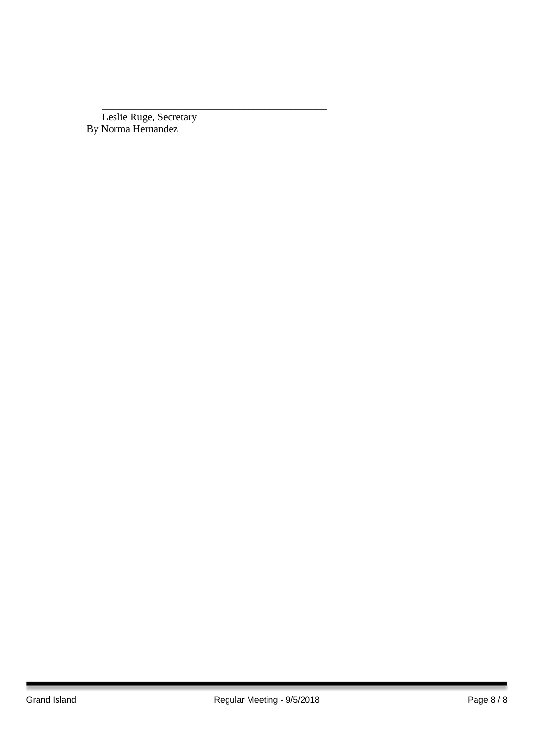\_\_\_\_\_\_\_\_\_\_\_\_\_\_\_\_\_\_\_\_\_\_\_\_\_\_\_\_\_\_\_\_\_\_\_\_\_\_\_\_\_\_\_

Leslie Ruge, Secretary

By Norma Hernandez